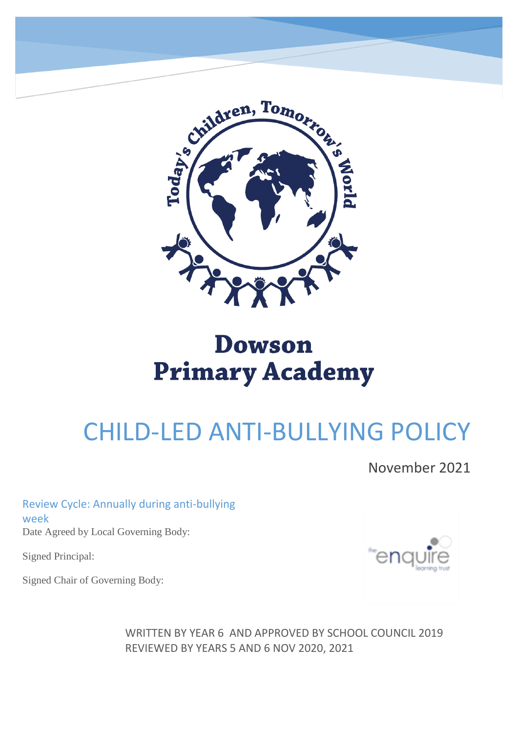# Dowson Primary Academy

# CHILD-LED ANTI-BULLYING POLICY

November 2021

Review Cycle: Annually during anti-bullying week

Date Agreed by Local Governing Body:

Signed Principal:

Signed Chair of Governing Body:

WRITTEN BY YEAR 6 AND APPROVED BY SCHOOL COUNCIL 2019
REVIEWED BY YEARS 5 AND 6 NOV 2020, 2021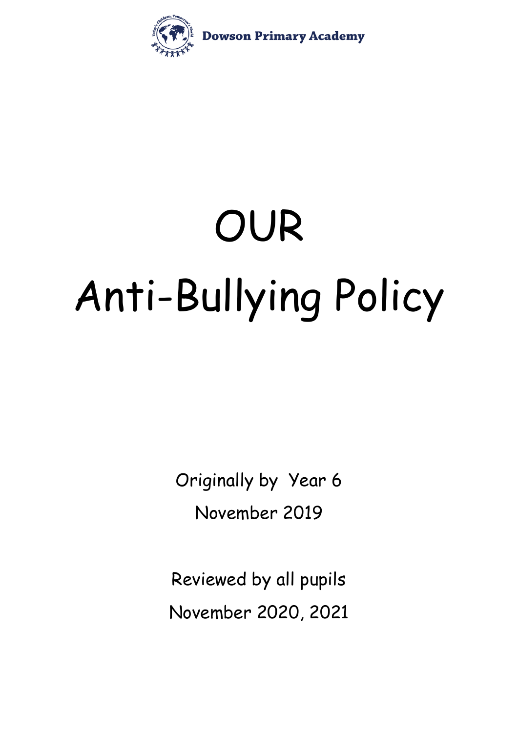# OUR
# Anti-Bullying Policy

Originally by Year 6

November 2019

Reviewed by all pupils

November 2020, 2021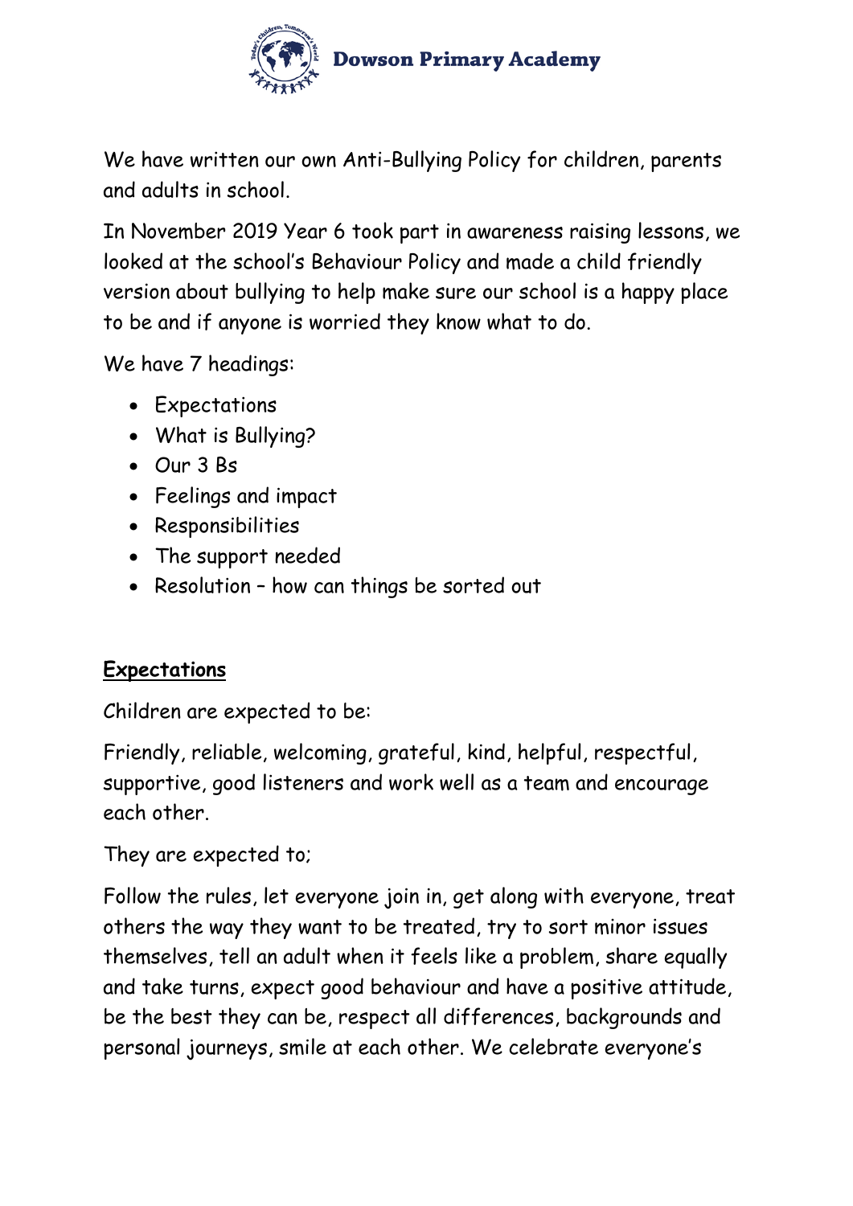We have written our own Anti-Bullying Policy for children, parents and adults in school.

In November 2019 Year 6 took part in awareness raising lessons, we looked at the school's Behaviour Policy and made a child friendly version about bullying to help make sure our school is a happy place to be and if anyone is worried they know what to do.

We have 7 headings:

- Expectations
- What is Bullying?
- Our 3 Bs
- Feelings and impact
- Responsibilities
- The support needed
- Resolution – how can things be sorted out

## Expectations

Children are expected to be:

Friendly, reliable, welcoming, grateful, kind, helpful, respectful, supportive, good listeners and work well as a team and encourage each other.

They are expected to;

Follow the rules, let everyone join in, get along with everyone, treat others the way they want to be treated, try to sort minor issues themselves, tell an adult when it feels like a problem, share equally and take turns, expect good behaviour and have a positive attitude, be the best they can be, respect all differences, backgrounds and personal journeys, smile at each other. We celebrate everyone's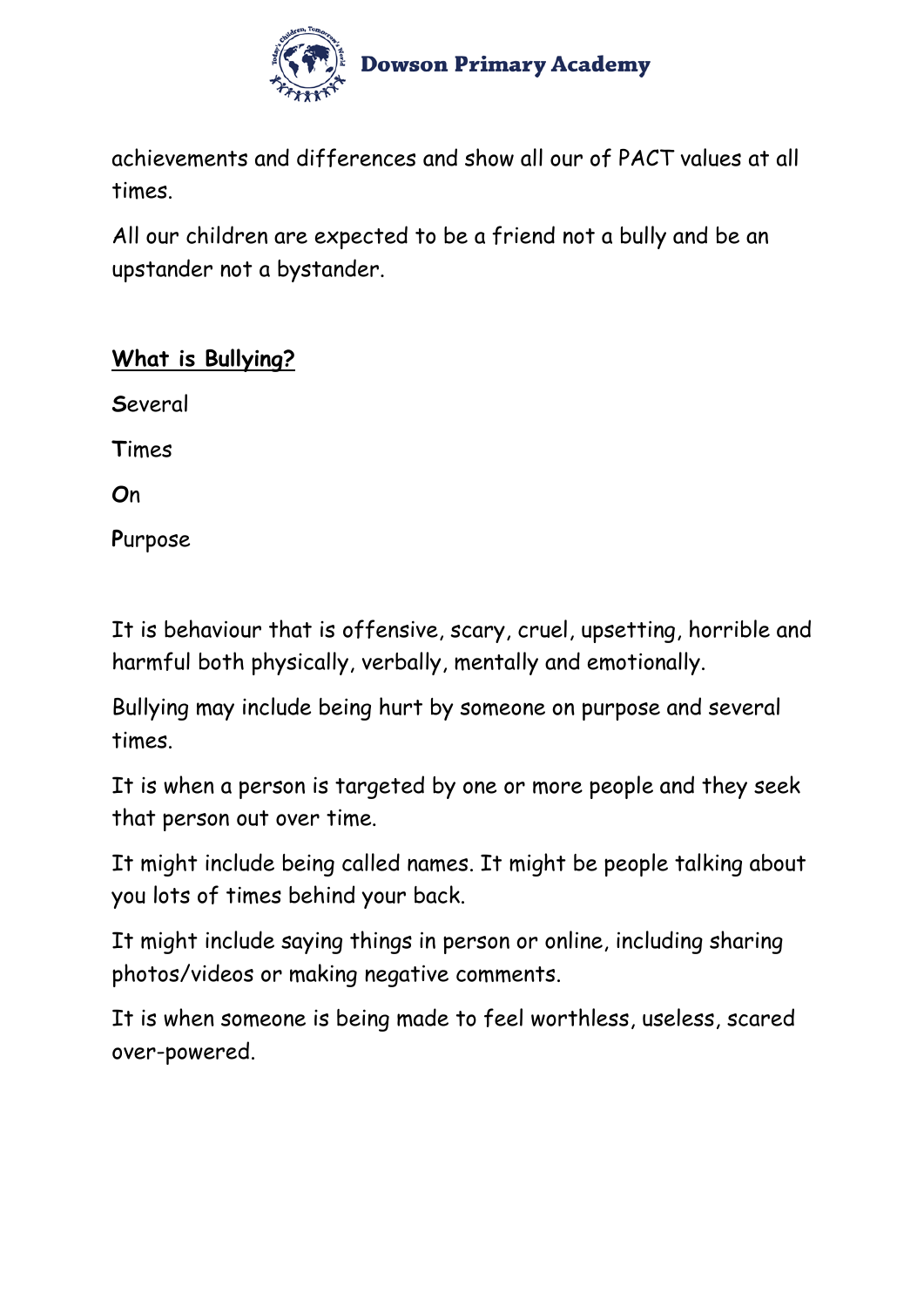achievements and differences and show all our of PACT values at all times.

All our children are expected to be a friend not a bully and be an upstander not a bystander.

## What is Bullying?

**S**everal

**T**imes

**O**n

**P**urpose

It is behaviour that is offensive, scary, cruel, upsetting, horrible and harmful both physically, verbally, mentally and emotionally.

Bullying may include being hurt by someone on purpose and several times.

It is when a person is targeted by one or more people and they seek that person out over time.

It might include being called names. It might be people talking about you lots of times behind your back.

It might include saying things in person or online, including sharing photos/videos or making negative comments.

It is when someone is being made to feel worthless, useless, scared over-powered.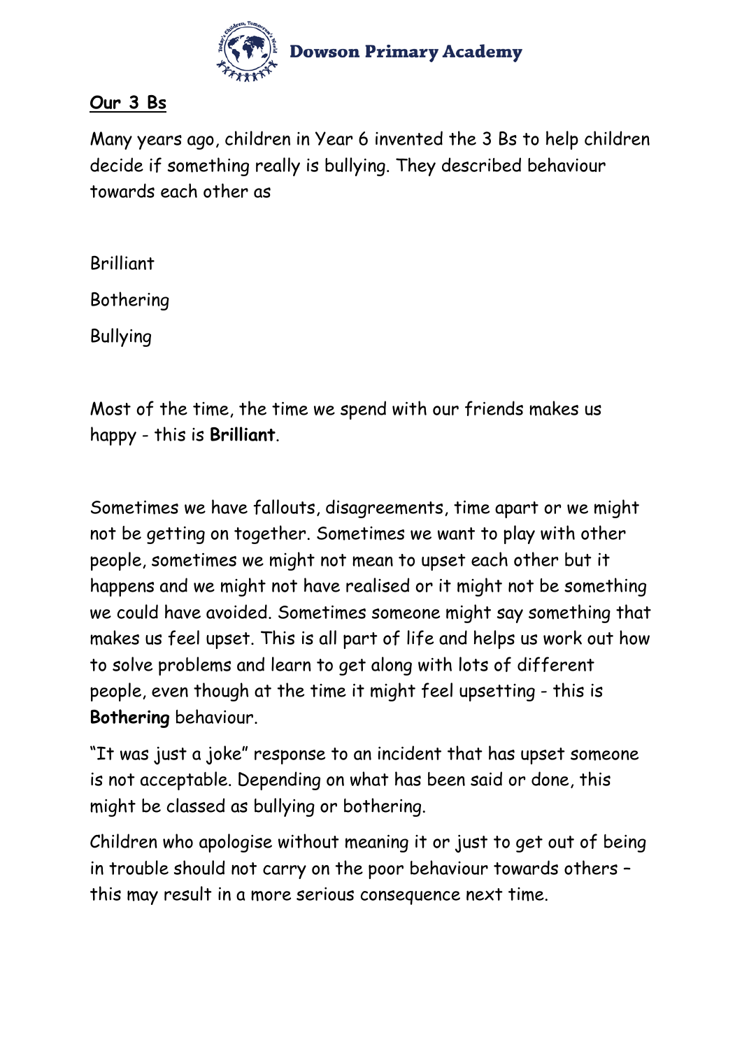## Our 3 Bs

Many years ago, children in Year 6 invented the 3 Bs to help children decide if something really is bullying. They described behaviour towards each other as

Brilliant

Bothering

Bullying

Most of the time, the time we spend with our friends makes us happy - this is **Brilliant**.

Sometimes we have fallouts, disagreements, time apart or we might not be getting on together. Sometimes we want to play with other people, sometimes we might not mean to upset each other but it happens and we might not have realised or it might not be something we could have avoided. Sometimes someone might say something that makes us feel upset. This is all part of life and helps us work out how to solve problems and learn to get along with lots of different people, even though at the time it might feel upsetting - this is **Bothering** behaviour.

"It was just a joke" response to an incident that has upset someone is not acceptable. Depending on what has been said or done, this might be classed as bullying or bothering.

Children who apologise without meaning it or just to get out of being in trouble should not carry on the poor behaviour towards others – this may result in a more serious consequence next time.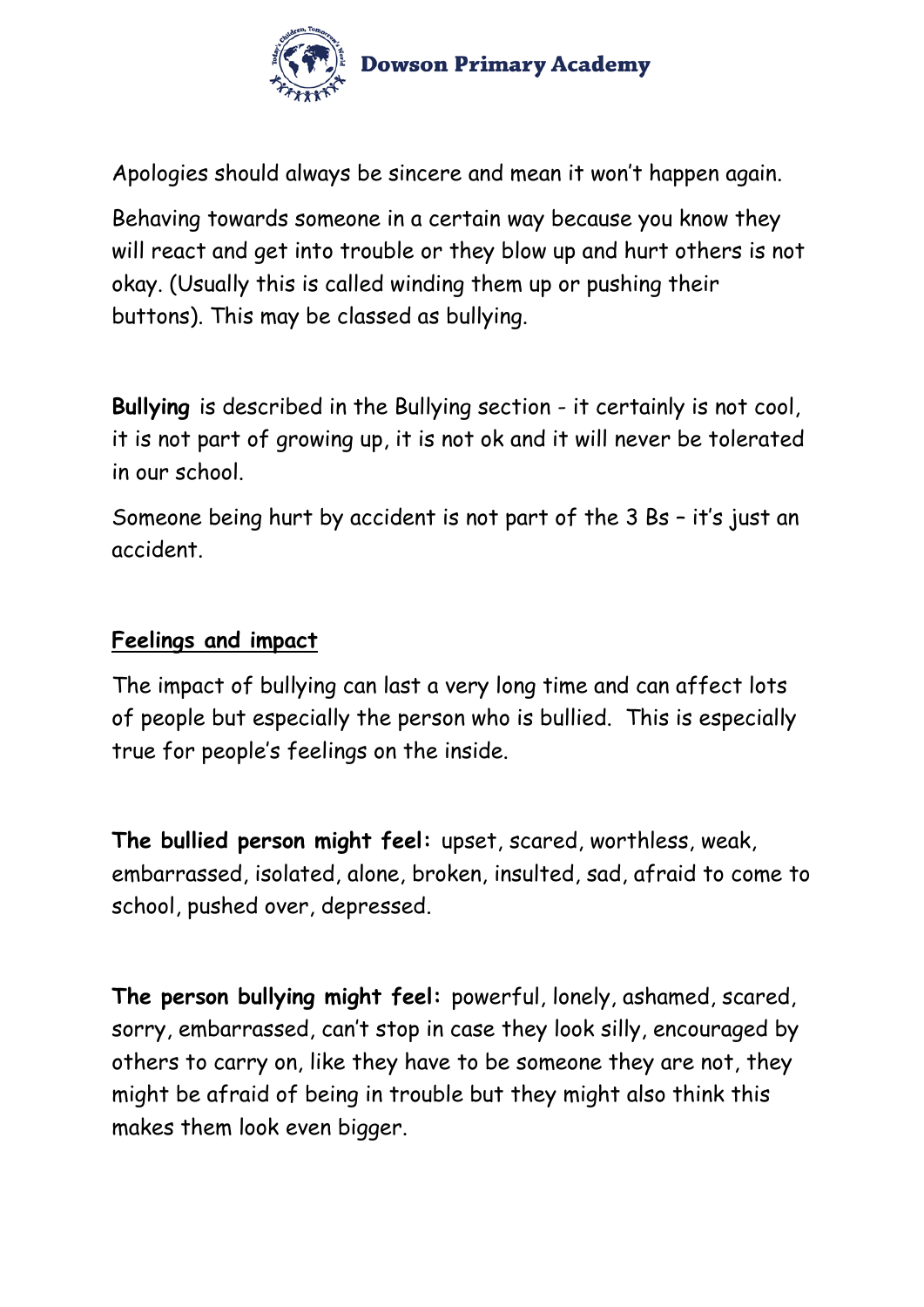Apologies should always be sincere and mean it won't happen again.

Behaving towards someone in a certain way because you know they will react and get into trouble or they blow up and hurt others is not okay. (Usually this is called winding them up or pushing their buttons). This may be classed as bullying.

**Bullying** is described in the Bullying section - it certainly is not cool, it is not part of growing up, it is not ok and it will never be tolerated in our school.

Someone being hurt by accident is not part of the 3 Bs – it's just an accident.

## Feelings and impact

The impact of bullying can last a very long time and can affect lots of people but especially the person who is bullied. This is especially true for people's feelings on the inside.

**The bullied person might feel:** upset, scared, worthless, weak, embarrassed, isolated, alone, broken, insulted, sad, afraid to come to school, pushed over, depressed.

**The person bullying might feel:** powerful, lonely, ashamed, scared, sorry, embarrassed, can't stop in case they look silly, encouraged by others to carry on, like they have to be someone they are not, they might be afraid of being in trouble but they might also think this makes them look even bigger.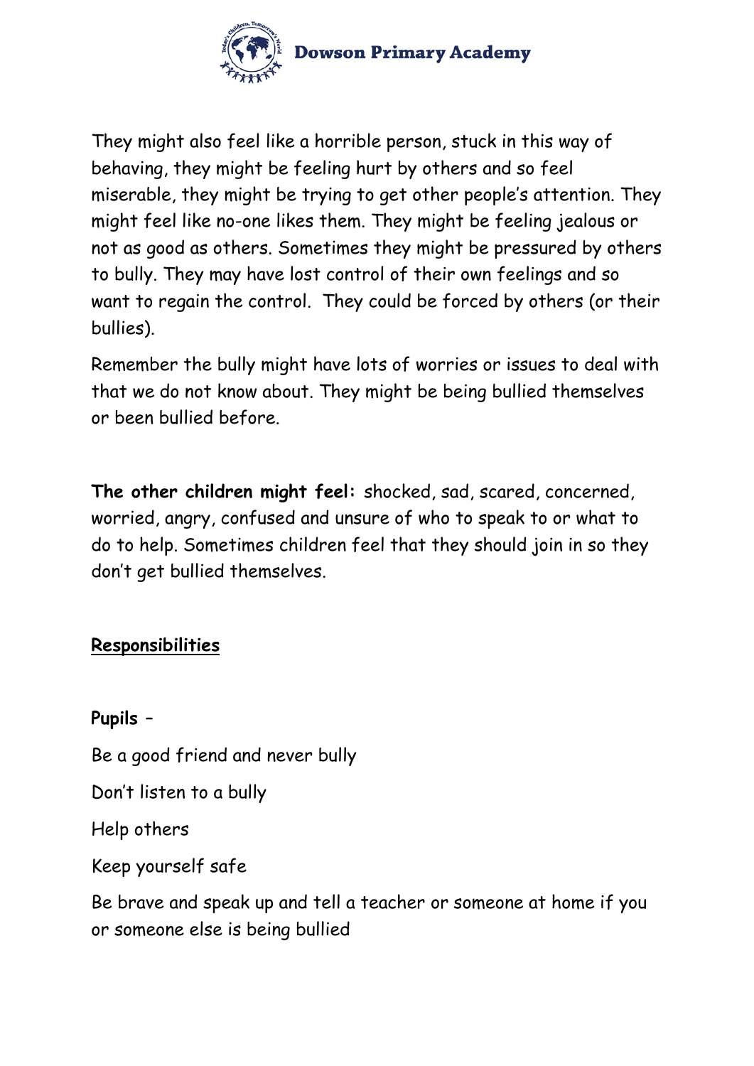They might also feel like a horrible person, stuck in this way of behaving, they might be feeling hurt by others and so feel miserable, they might be trying to get other people's attention. They might feel like no-one likes them. They might be feeling jealous or not as good as others. Sometimes they might be pressured by others to bully. They may have lost control of their own feelings and so want to regain the control.  They could be forced by others (or their bullies).

Remember the bully might have lots of worries or issues to deal with that we do not know about. They might be being bullied themselves or been bullied before.

**The other children might feel:** shocked, sad, scared, concerned, worried, angry, confused and unsure of who to speak to or what to do to help. Sometimes children feel that they should join in so they don't get bullied themselves.

## <u>Responsibilities</u>

**Pupils –**

Be a good friend and never bully

Don't listen to a bully

Help others

Keep yourself safe

Be brave and speak up and tell a teacher or someone at home if you or someone else is being bullied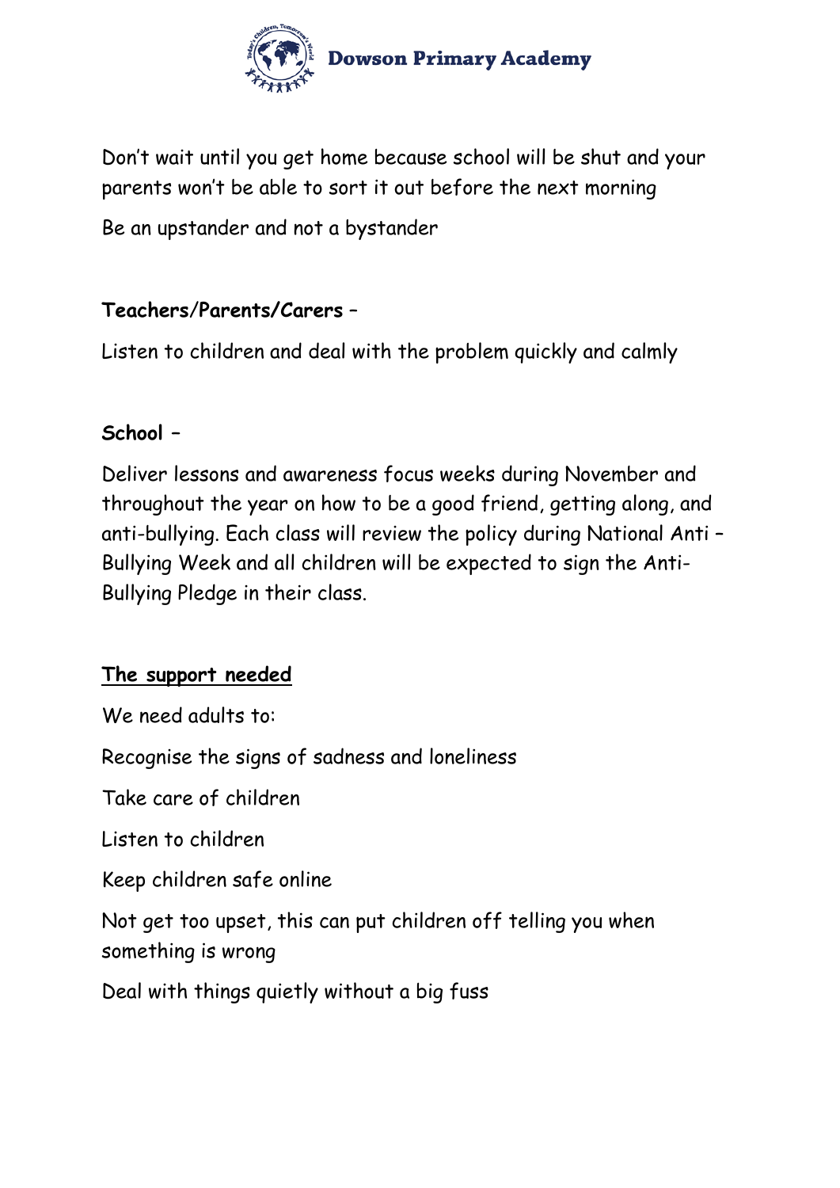Don't wait until you get home because school will be shut and your parents won't be able to sort it out before the next morning

Be an upstander and not a bystander

**Teachers/Parents/Carers** –

Listen to children and deal with the problem quickly and calmly

**School –**

Deliver lessons and awareness focus weeks during November and throughout the year on how to be a good friend, getting along, and anti-bullying. Each class will review the policy during National Anti – Bullying Week and all children will be expected to sign the Anti-Bullying Pledge in their class.

**<u>The support needed</u>**

We need adults to:

Recognise the signs of sadness and loneliness

Take care of children

Listen to children

Keep children safe online

Not get too upset, this can put children off telling you when something is wrong

Deal with things quietly without a big fuss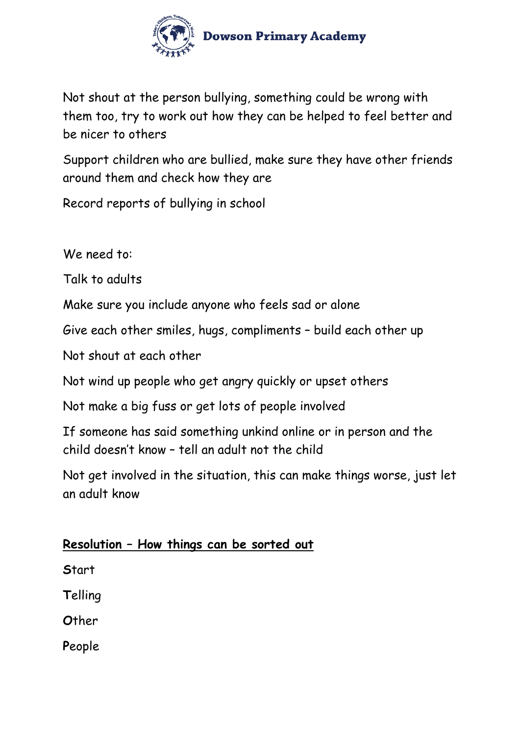Not shout at the person bullying, something could be wrong with them too, try to work out how they can be helped to feel better and be nicer to others

Support children who are bullied, make sure they have other friends around them and check how they are

Record reports of bullying in school

We need to:

Talk to adults

Make sure you include anyone who feels sad or alone

Give each other smiles, hugs, compliments – build each other up

Not shout at each other

Not wind up people who get angry quickly or upset others

Not make a big fuss or get lots of people involved

If someone has said something unkind online or in person and the child doesn't know – tell an adult not the child

Not get involved in the situation, this can make things worse, just let an adult know

**<u>Resolution – How things can be sorted out</u>**

**S**tart

**T**elling

**O**ther

**P**eople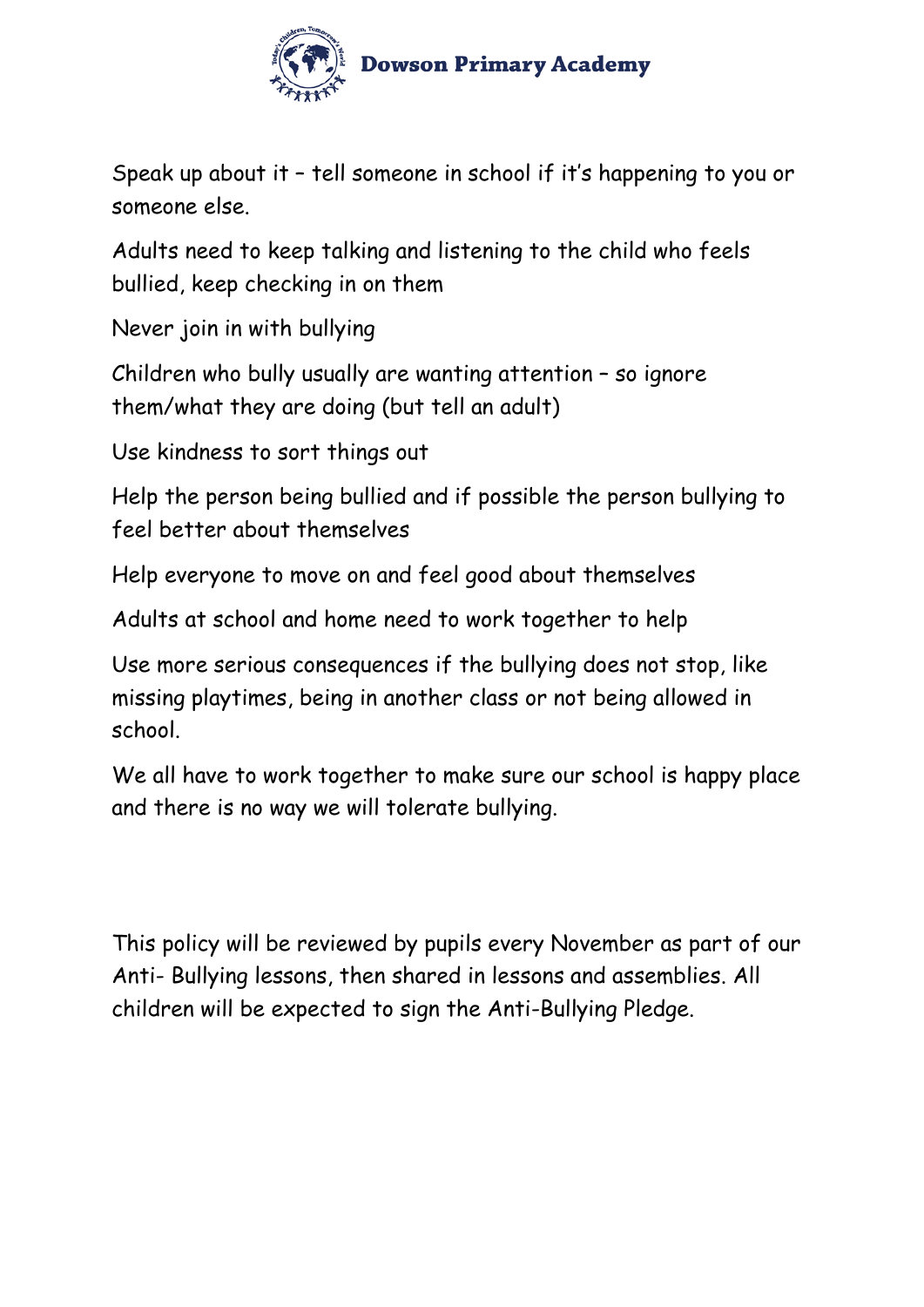Speak up about it – tell someone in school if it's happening to you or someone else.

Adults need to keep talking and listening to the child who feels bullied, keep checking in on them

Never join in with bullying

Children who bully usually are wanting attention – so ignore them/what they are doing (but tell an adult)

Use kindness to sort things out

Help the person being bullied and if possible the person bullying to feel better about themselves

Help everyone to move on and feel good about themselves

Adults at school and home need to work together to help

Use more serious consequences if the bullying does not stop, like missing playtimes, being in another class or not being allowed in school.

We all have to work together to make sure our school is happy place and there is no way we will tolerate bullying.

This policy will be reviewed by pupils every November as part of our Anti- Bullying lessons, then shared in lessons and assemblies. All children will be expected to sign the Anti-Bullying Pledge.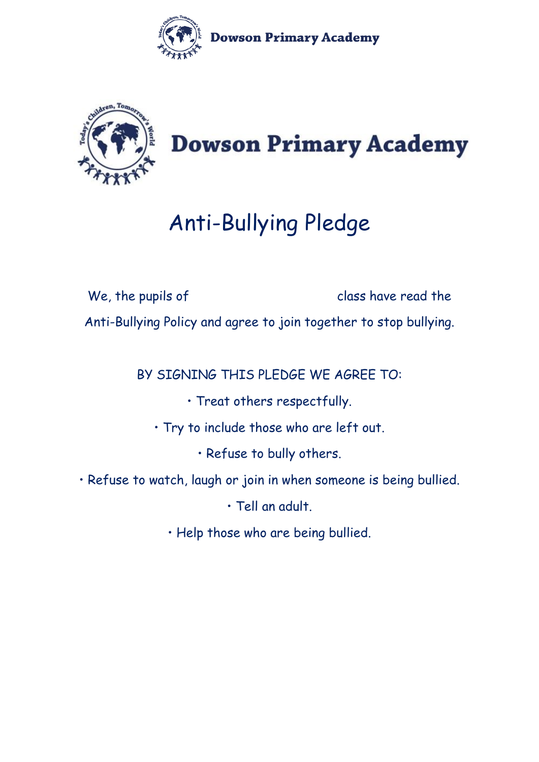# Dowson Primary Academy

## Anti-Bullying Pledge

We, the pupils of                    class have read the Anti-Bullying Policy and agree to join together to stop bullying.

BY SIGNING THIS PLEDGE WE AGREE TO:

- Treat others respectfully.
- Try to include those who are left out.
- Refuse to bully others.
- Refuse to watch, laugh or join in when someone is being bullied.
- Tell an adult.
- Help those who are being bullied.